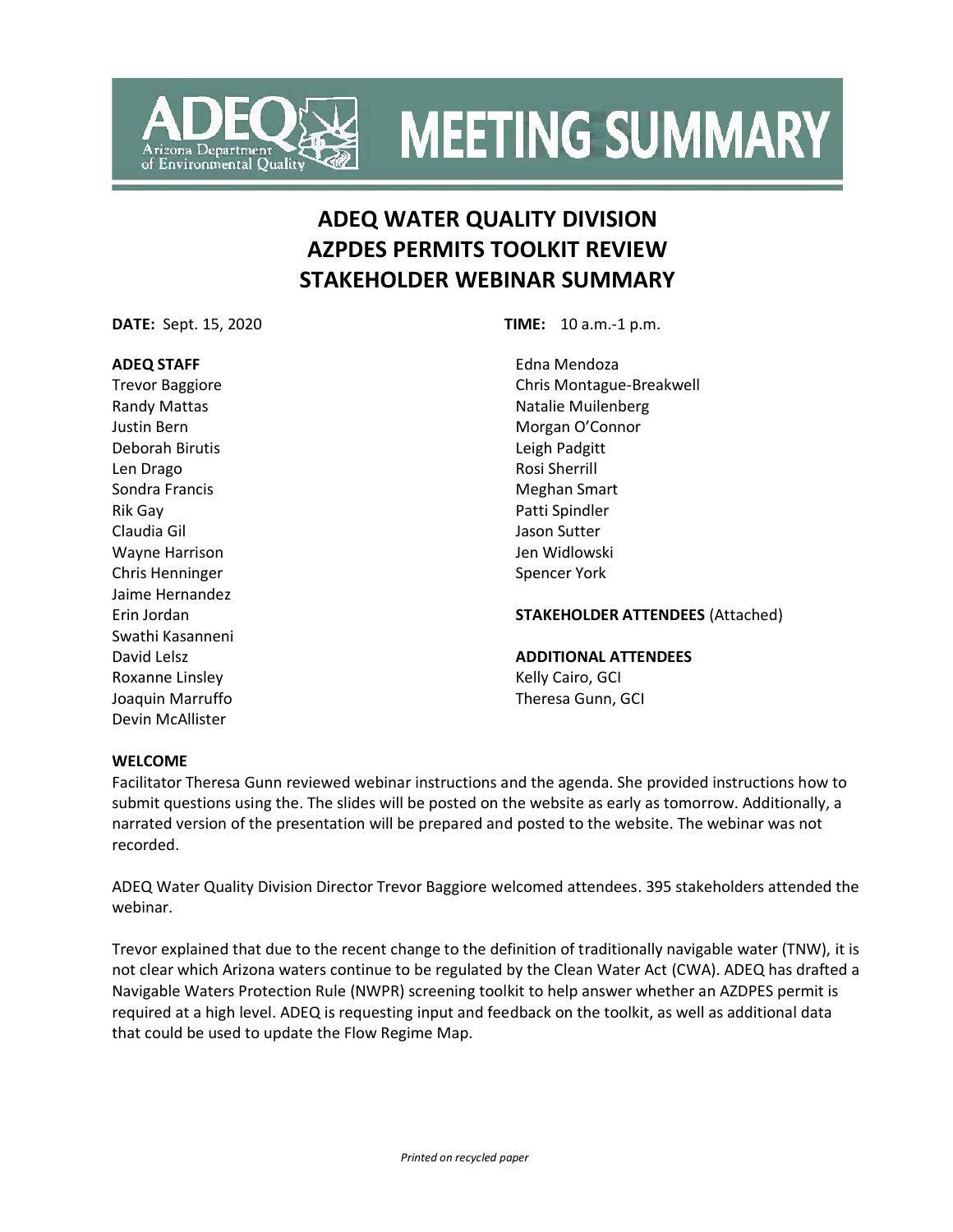# MEETING SUMMARY

## ADEQ WATER QUALITY DIVISION
## AZPDES PERMITS TOOLKIT REVIEW
## STAKEHOLDER WEBINAR SUMMARY

**DATE:** Sept. 15, 2020

**TIME:** 10 a.m.-1 p.m.

**ADEQ STAFF**

Trevor Baggiore
Randy Mattas
Justin Bern
Deborah Birutis
Len Drago
Sondra Francis
Rik Gay
Claudia Gil
Wayne Harrison
Chris Henninger
Jaime Hernandez
Erin Jordan
Swathi Kasanneni
David Lelsz
Roxanne Linsley
Joaquin Marruffo
Devin McAllister
Edna Mendoza
Chris Montague-Breakwell
Natalie Muilenberg
Morgan O'Connor
Leigh Padgitt
Rosi Sherrill
Meghan Smart
Patti Spindler
Jason Sutter
Jen Widlowski
Spencer York

**STAKEHOLDER ATTENDEES** (Attached)

**ADDITIONAL ATTENDEES**

Kelly Cairo, GCI
Theresa Gunn, GCI

**WELCOME**

Facilitator Theresa Gunn reviewed webinar instructions and the agenda. She provided instructions how to submit questions using the. The slides will be posted on the website as early as tomorrow. Additionally, a narrated version of the presentation will be prepared and posted to the website. The webinar was not recorded.

ADEQ Water Quality Division Director Trevor Baggiore welcomed attendees. 395 stakeholders attended the webinar.

Trevor explained that due to the recent change to the definition of traditionally navigable water (TNW), it is not clear which Arizona waters continue to be regulated by the Clean Water Act (CWA). ADEQ has drafted a Navigable Waters Protection Rule (NWPR) screening toolkit to help answer whether an AZPDES permit is required at a high level. ADEQ is requesting input and feedback on the toolkit, as well as additional data that could be used to update the Flow Regime Map.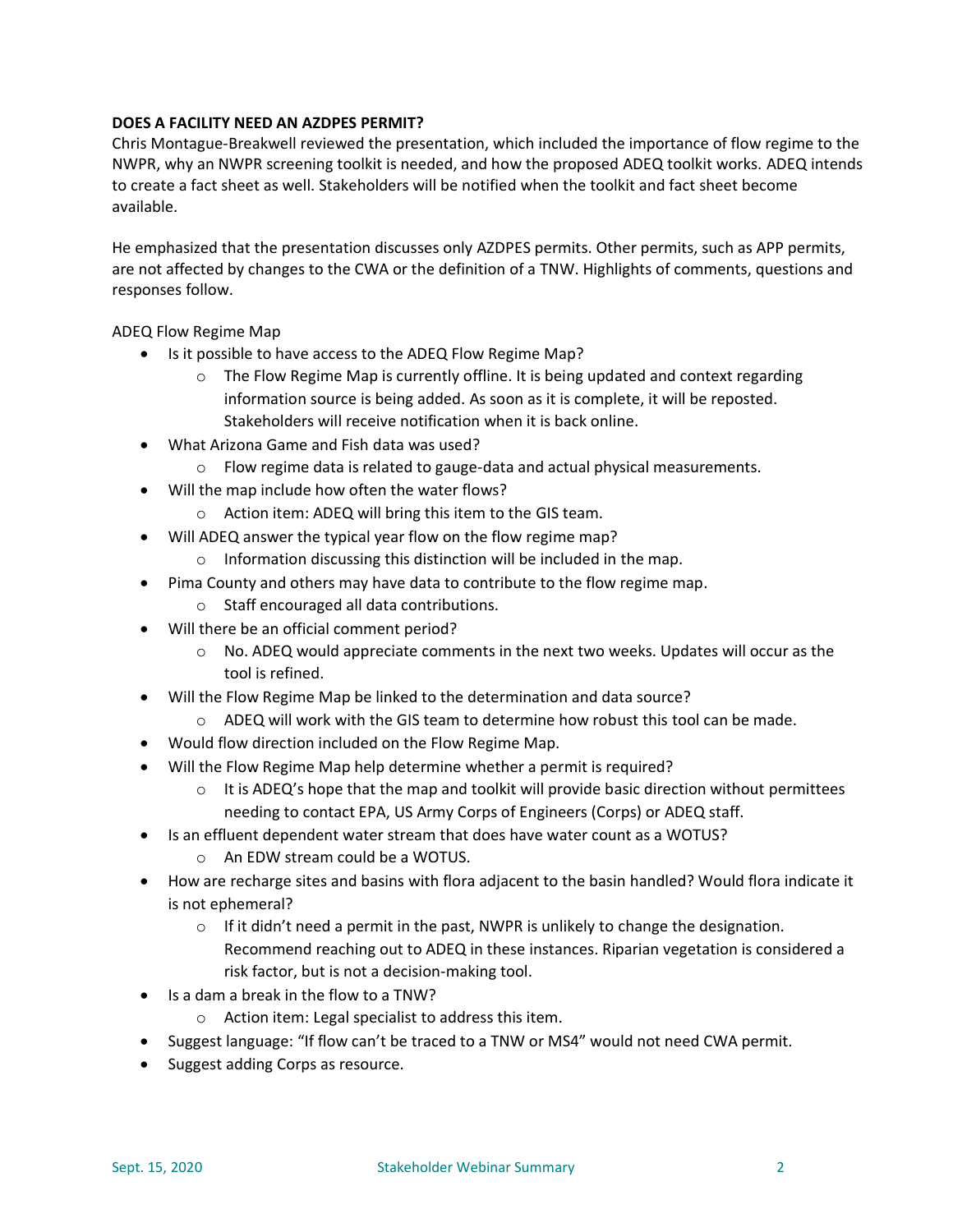**DOES A FACILITY NEED AN AZDPES PERMIT?**

Chris Montague-Breakwell reviewed the presentation, which included the importance of flow regime to the NWPR, why an NWPR screening toolkit is needed, and how the proposed ADEQ toolkit works. ADEQ intends to create a fact sheet as well. Stakeholders will be notified when the toolkit and fact sheet become available.

He emphasized that the presentation discusses only AZDPES permits. Other permits, such as APP permits, are not affected by changes to the CWA or the definition of a TNW. Highlights of comments, questions and responses follow.

ADEQ Flow Regime Map

- Is it possible to have access to the ADEQ Flow Regime Map?
  - The Flow Regime Map is currently offline. It is being updated and context regarding information source is being added. As soon as it is complete, it will be reposted. Stakeholders will receive notification when it is back online.
- What Arizona Game and Fish data was used?
  - Flow regime data is related to gauge-data and actual physical measurements.
- Will the map include how often the water flows?
  - Action item: ADEQ will bring this item to the GIS team.
- Will ADEQ answer the typical year flow on the flow regime map?
  - Information discussing this distinction will be included in the map.
- Pima County and others may have data to contribute to the flow regime map.
  - Staff encouraged all data contributions.
- Will there be an official comment period?
  - No. ADEQ would appreciate comments in the next two weeks. Updates will occur as the tool is refined.
- Will the Flow Regime Map be linked to the determination and data source?
  - ADEQ will work with the GIS team to determine how robust this tool can be made.
- Would flow direction included on the Flow Regime Map.
- Will the Flow Regime Map help determine whether a permit is required?
  - It is ADEQ's hope that the map and toolkit will provide basic direction without permittees needing to contact EPA, US Army Corps of Engineers (Corps) or ADEQ staff.
- Is an effluent dependent water stream that does have water count as a WOTUS?
  - An EDW stream could be a WOTUS.
- How are recharge sites and basins with flora adjacent to the basin handled? Would flora indicate it is not ephemeral?
  - If it didn't need a permit in the past, NWPR is unlikely to change the designation. Recommend reaching out to ADEQ in these instances. Riparian vegetation is considered a risk factor, but is not a decision-making tool.
- Is a dam a break in the flow to a TNW?
  - Action item: Legal specialist to address this item.
- Suggest language: "If flow can't be traced to a TNW or MS4" would not need CWA permit.
- Suggest adding Corps as resource.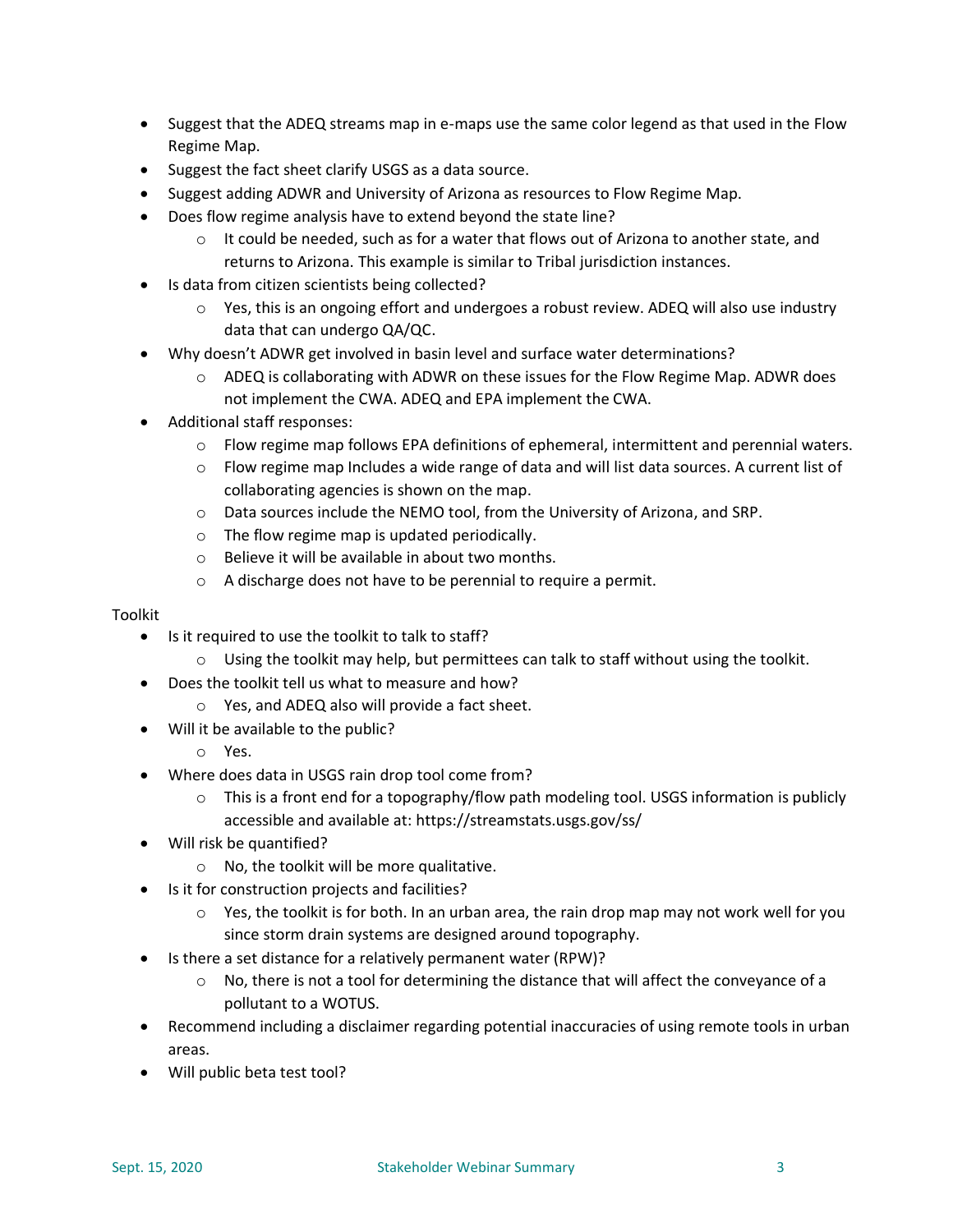- Suggest that the ADEQ streams map in e-maps use the same color legend as that used in the Flow Regime Map.
- Suggest the fact sheet clarify USGS as a data source.
- Suggest adding ADWR and University of Arizona as resources to Flow Regime Map.
- Does flow regime analysis have to extend beyond the state line?
  - It could be needed, such as for a water that flows out of Arizona to another state, and returns to Arizona. This example is similar to Tribal jurisdiction instances.
- Is data from citizen scientists being collected?
  - Yes, this is an ongoing effort and undergoes a robust review. ADEQ will also use industry data that can undergo QA/QC.
- Why doesn't ADWR get involved in basin level and surface water determinations?
  - ADEQ is collaborating with ADWR on these issues for the Flow Regime Map. ADWR does not implement the CWA. ADEQ and EPA implement the CWA.
- Additional staff responses:
  - Flow regime map follows EPA definitions of ephemeral, intermittent and perennial waters.
  - Flow regime map Includes a wide range of data and will list data sources. A current list of collaborating agencies is shown on the map.
  - Data sources include the NEMO tool, from the University of Arizona, and SRP.
  - The flow regime map is updated periodically.
  - Believe it will be available in about two months.
  - A discharge does not have to be perennial to require a permit.

Toolkit

- Is it required to use the toolkit to talk to staff?
  - Using the toolkit may help, but permittees can talk to staff without using the toolkit.
- Does the toolkit tell us what to measure and how?
  - Yes, and ADEQ also will provide a fact sheet.
- Will it be available to the public?
  - Yes.
- Where does data in USGS rain drop tool come from?
  - This is a front end for a topography/flow path modeling tool. USGS information is publicly accessible and available at: https://streamstats.usgs.gov/ss/
- Will risk be quantified?
  - No, the toolkit will be more qualitative.
- Is it for construction projects and facilities?
  - Yes, the toolkit is for both. In an urban area, the rain drop map may not work well for you since storm drain systems are designed around topography.
- Is there a set distance for a relatively permanent water (RPW)?
  - No, there is not a tool for determining the distance that will affect the conveyance of a pollutant to a WOTUS.
- Recommend including a disclaimer regarding potential inaccuracies of using remote tools in urban areas.
- Will public beta test tool?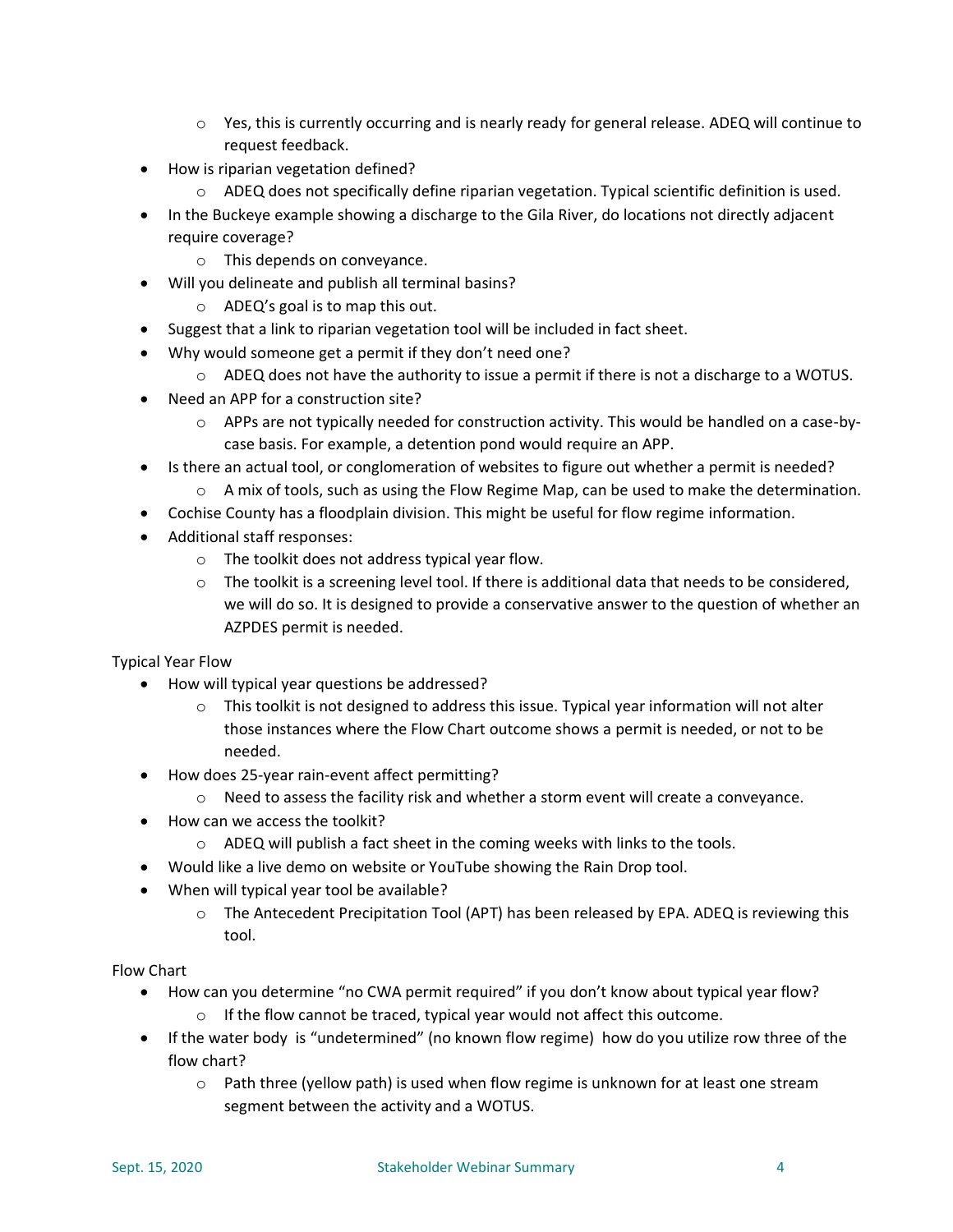- Yes, this is currently occurring and is nearly ready for general release. ADEQ will continue to request feedback.
- How is riparian vegetation defined?
    - ADEQ does not specifically define riparian vegetation. Typical scientific definition is used.
- In the Buckeye example showing a discharge to the Gila River, do locations not directly adjacent require coverage?
    - This depends on conveyance.
- Will you delineate and publish all terminal basins?
    - ADEQ's goal is to map this out.
- Suggest that a link to riparian vegetation tool will be included in fact sheet.
- Why would someone get a permit if they don't need one?
    - ADEQ does not have the authority to issue a permit if there is not a discharge to a WOTUS.
- Need an APP for a construction site?
    - APPs are not typically needed for construction activity. This would be handled on a case-by-case basis. For example, a detention pond would require an APP.
- Is there an actual tool, or conglomeration of websites to figure out whether a permit is needed?
    - A mix of tools, such as using the Flow Regime Map, can be used to make the determination.
- Cochise County has a floodplain division. This might be useful for flow regime information.
- Additional staff responses:
    - The toolkit does not address typical year flow.
    - The toolkit is a screening level tool. If there is additional data that needs to be considered, we will do so. It is designed to provide a conservative answer to the question of whether an AZPDES permit is needed.

Typical Year Flow

- How will typical year questions be addressed?
    - This toolkit is not designed to address this issue. Typical year information will not alter those instances where the Flow Chart outcome shows a permit is needed, or not to be needed.
- How does 25-year rain-event affect permitting?
    - Need to assess the facility risk and whether a storm event will create a conveyance.
- How can we access the toolkit?
    - ADEQ will publish a fact sheet in the coming weeks with links to the tools.
- Would like a live demo on website or YouTube showing the Rain Drop tool.
- When will typical year tool be available?
    - The Antecedent Precipitation Tool (APT) has been released by EPA. ADEQ is reviewing this tool.

Flow Chart

- How can you determine "no CWA permit required" if you don't know about typical year flow?
    - If the flow cannot be traced, typical year would not affect this outcome.
- If the water body is "undetermined" (no known flow regime) how do you utilize row three of the flow chart?
    - Path three (yellow path) is used when flow regime is unknown for at least one stream segment between the activity and a WOTUS.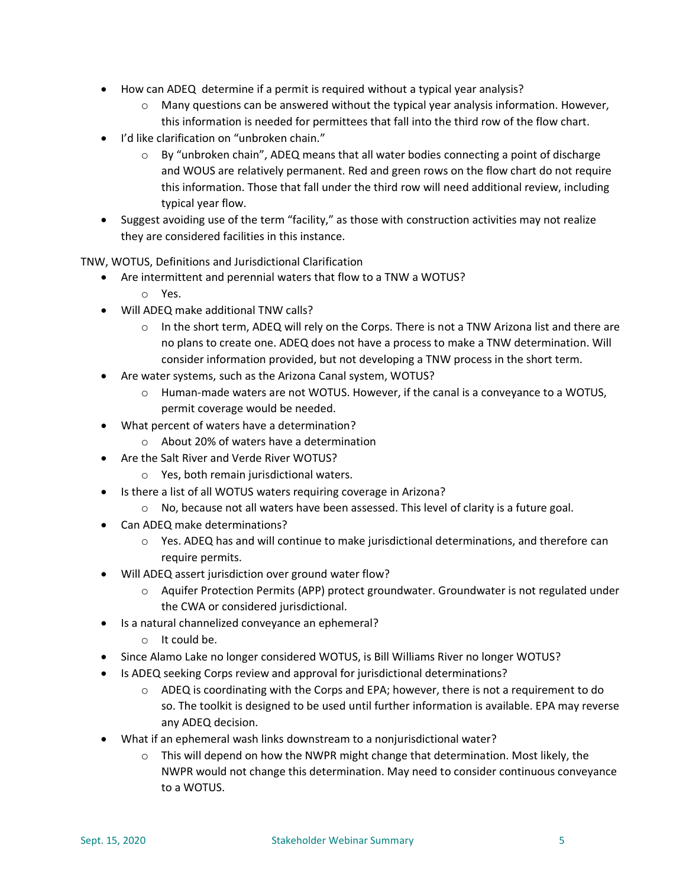- How can ADEQ determine if a permit is required without a typical year analysis?
  - Many questions can be answered without the typical year analysis information. However, this information is needed for permittees that fall into the third row of the flow chart.
- I'd like clarification on "unbroken chain."
  - By "unbroken chain", ADEQ means that all water bodies connecting a point of discharge and WOUS are relatively permanent. Red and green rows on the flow chart do not require this information. Those that fall under the third row will need additional review, including typical year flow.
- Suggest avoiding use of the term "facility," as those with construction activities may not realize they are considered facilities in this instance.

TNW, WOTUS, Definitions and Jurisdictional Clarification

- Are intermittent and perennial waters that flow to a TNW a WOTUS?
  - Yes.
- Will ADEQ make additional TNW calls?
  - In the short term, ADEQ will rely on the Corps. There is not a TNW Arizona list and there are no plans to create one. ADEQ does not have a process to make a TNW determination. Will consider information provided, but not developing a TNW process in the short term.
- Are water systems, such as the Arizona Canal system, WOTUS?
  - Human-made waters are not WOTUS. However, if the canal is a conveyance to a WOTUS, permit coverage would be needed.
- What percent of waters have a determination?
  - About 20% of waters have a determination
- Are the Salt River and Verde River WOTUS?
  - Yes, both remain jurisdictional waters.
- Is there a list of all WOTUS waters requiring coverage in Arizona?
  - No, because not all waters have been assessed. This level of clarity is a future goal.
- Can ADEQ make determinations?
  - Yes. ADEQ has and will continue to make jurisdictional determinations, and therefore can require permits.
- Will ADEQ assert jurisdiction over ground water flow?
  - Aquifer Protection Permits (APP) protect groundwater. Groundwater is not regulated under the CWA or considered jurisdictional.
- Is a natural channelized conveyance an ephemeral?
  - It could be.
- Since Alamo Lake no longer considered WOTUS, is Bill Williams River no longer WOTUS?
- Is ADEQ seeking Corps review and approval for jurisdictional determinations?
  - ADEQ is coordinating with the Corps and EPA; however, there is not a requirement to do so. The toolkit is designed to be used until further information is available. EPA may reverse any ADEQ decision.
- What if an ephemeral wash links downstream to a nonjurisdictional water?
  - This will depend on how the NWPR might change that determination. Most likely, the NWPR would not change this determination. May need to consider continuous conveyance to a WOTUS.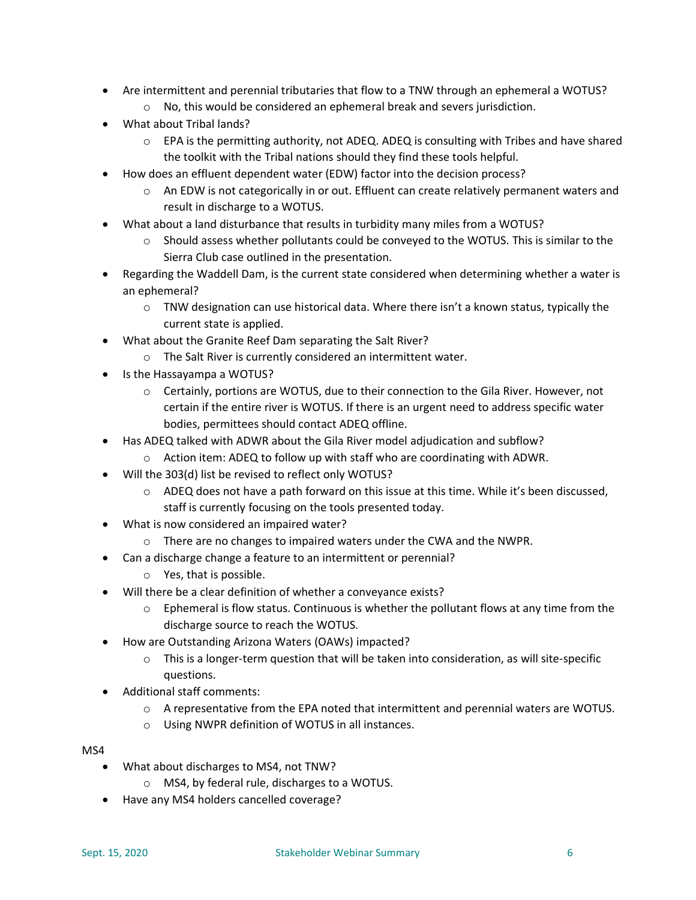- Are intermittent and perennial tributaries that flow to a TNW through an ephemeral a WOTUS?
    - No, this would be considered an ephemeral break and severs jurisdiction.
- What about Tribal lands?
    - EPA is the permitting authority, not ADEQ. ADEQ is consulting with Tribes and have shared the toolkit with the Tribal nations should they find these tools helpful.
- How does an effluent dependent water (EDW) factor into the decision process?
    - An EDW is not categorically in or out. Effluent can create relatively permanent waters and result in discharge to a WOTUS.
- What about a land disturbance that results in turbidity many miles from a WOTUS?
    - Should assess whether pollutants could be conveyed to the WOTUS. This is similar to the Sierra Club case outlined in the presentation.
- Regarding the Waddell Dam, is the current state considered when determining whether a water is an ephemeral?
    - TNW designation can use historical data. Where there isn't a known status, typically the current state is applied.
- What about the Granite Reef Dam separating the Salt River?
    - The Salt River is currently considered an intermittent water.
- Is the Hassayampa a WOTUS?
    - Certainly, portions are WOTUS, due to their connection to the Gila River. However, not certain if the entire river is WOTUS. If there is an urgent need to address specific water bodies, permittees should contact ADEQ offline.
- Has ADEQ talked with ADWR about the Gila River model adjudication and subflow?
    - Action item: ADEQ to follow up with staff who are coordinating with ADWR.
- Will the 303(d) list be revised to reflect only WOTUS?
    - ADEQ does not have a path forward on this issue at this time. While it's been discussed, staff is currently focusing on the tools presented today.
- What is now considered an impaired water?
    - There are no changes to impaired waters under the CWA and the NWPR.
- Can a discharge change a feature to an intermittent or perennial?
    - Yes, that is possible.
- Will there be a clear definition of whether a conveyance exists?
    - Ephemeral is flow status. Continuous is whether the pollutant flows at any time from the discharge source to reach the WOTUS.
- How are Outstanding Arizona Waters (OAWs) impacted?
    - This is a longer-term question that will be taken into consideration, as will site-specific questions.
- Additional staff comments:
    - A representative from the EPA noted that intermittent and perennial waters are WOTUS.
    - Using NWPR definition of WOTUS in all instances.

MS4

- What about discharges to MS4, not TNW?
    - MS4, by federal rule, discharges to a WOTUS.
- Have any MS4 holders cancelled coverage?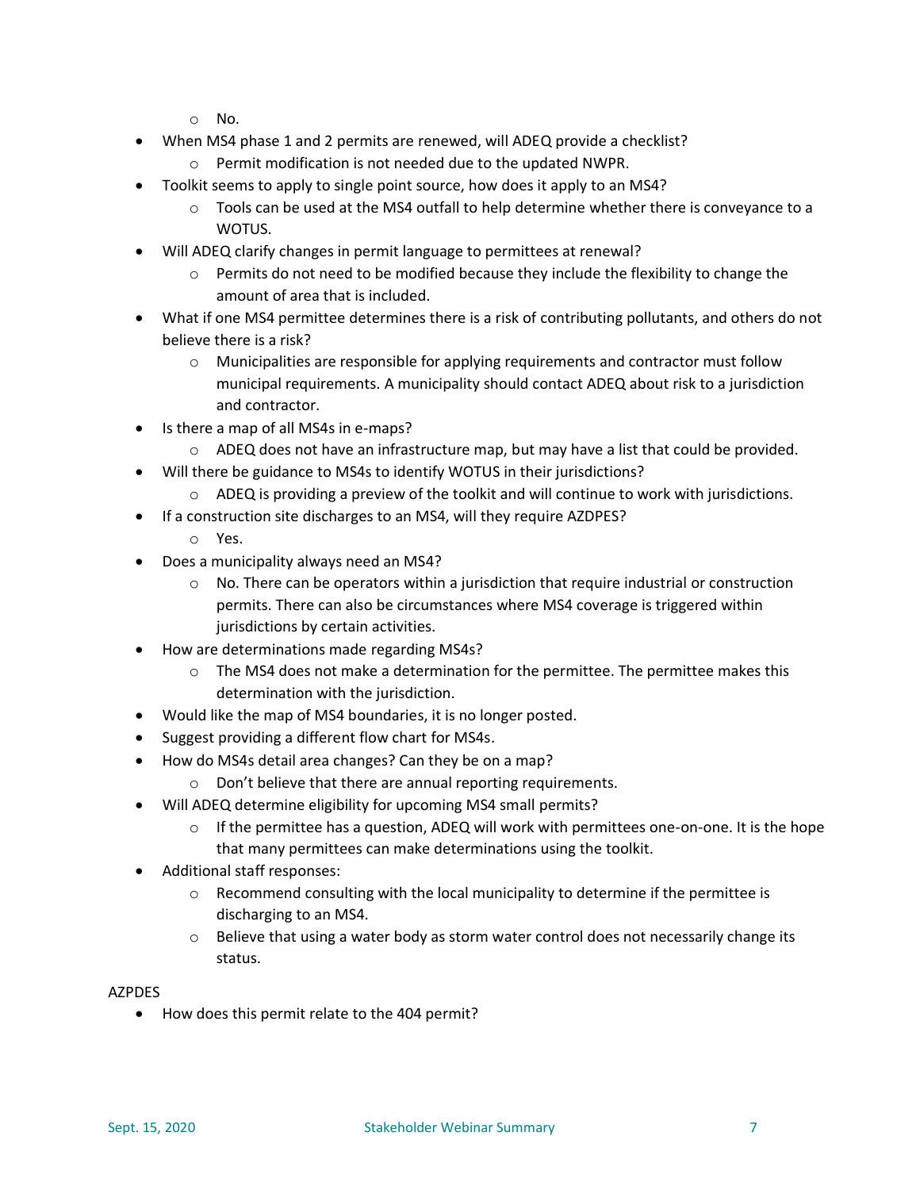- No.
- When MS4 phase 1 and 2 permits are renewed, will ADEQ provide a checklist?
  - Permit modification is not needed due to the updated NWPR.
- Toolkit seems to apply to single point source, how does it apply to an MS4?
  - Tools can be used at the MS4 outfall to help determine whether there is conveyance to a WOTUS.
- Will ADEQ clarify changes in permit language to permittees at renewal?
  - Permits do not need to be modified because they include the flexibility to change the amount of area that is included.
- What if one MS4 permittee determines there is a risk of contributing pollutants, and others do not believe there is a risk?
  - Municipalities are responsible for applying requirements and contractor must follow municipal requirements. A municipality should contact ADEQ about risk to a jurisdiction and contractor.
- Is there a map of all MS4s in e-maps?
  - ADEQ does not have an infrastructure map, but may have a list that could be provided.
- Will there be guidance to MS4s to identify WOTUS in their jurisdictions?
  - ADEQ is providing a preview of the toolkit and will continue to work with jurisdictions.
- If a construction site discharges to an MS4, will they require AZDPES?
  - Yes.
- Does a municipality always need an MS4?
  - No. There can be operators within a jurisdiction that require industrial or construction permits. There can also be circumstances where MS4 coverage is triggered within jurisdictions by certain activities.
- How are determinations made regarding MS4s?
  - The MS4 does not make a determination for the permittee. The permittee makes this determination with the jurisdiction.
- Would like the map of MS4 boundaries, it is no longer posted.
- Suggest providing a different flow chart for MS4s.
- How do MS4s detail area changes? Can they be on a map?
  - Don't believe that there are annual reporting requirements.
- Will ADEQ determine eligibility for upcoming MS4 small permits?
  - If the permittee has a question, ADEQ will work with permittees one-on-one. It is the hope that many permittees can make determinations using the toolkit.
- Additional staff responses:
  - Recommend consulting with the local municipality to determine if the permittee is discharging to an MS4.
  - Believe that using a water body as storm water control does not necessarily change its status.

AZPDES

- How does this permit relate to the 404 permit?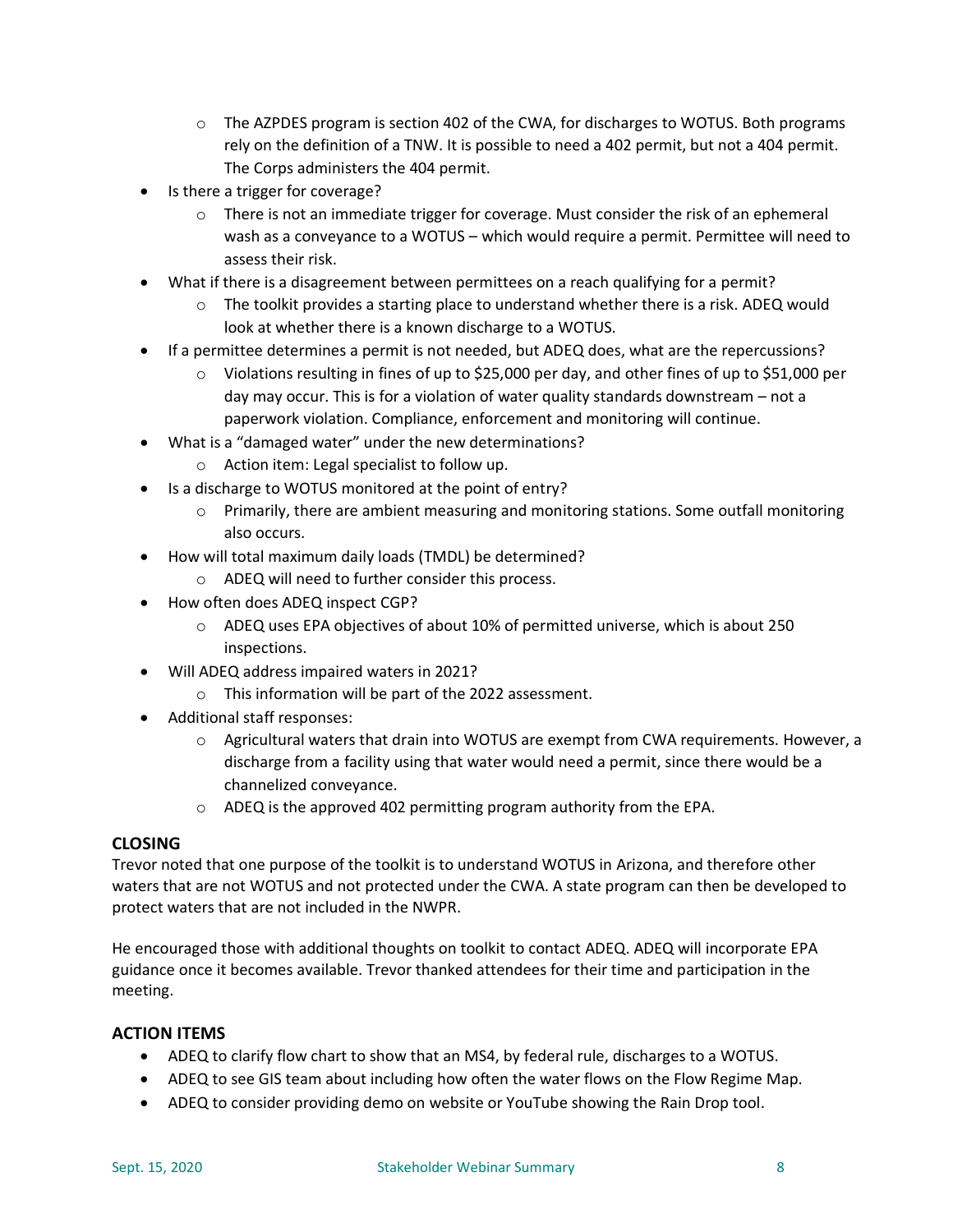- The AZPDES program is section 402 of the CWA, for discharges to WOTUS. Both programs rely on the definition of a TNW. It is possible to need a 402 permit, but not a 404 permit. The Corps administers the 404 permit.
- Is there a trigger for coverage?
    - There is not an immediate trigger for coverage. Must consider the risk of an ephemeral wash as a conveyance to a WOTUS – which would require a permit. Permittee will need to assess their risk.
- What if there is a disagreement between permittees on a reach qualifying for a permit?
    - The toolkit provides a starting place to understand whether there is a risk. ADEQ would look at whether there is a known discharge to a WOTUS.
- If a permittee determines a permit is not needed, but ADEQ does, what are the repercussions?
    - Violations resulting in fines of up to $25,000 per day, and other fines of up to $51,000 per day may occur. This is for a violation of water quality standards downstream – not a paperwork violation. Compliance, enforcement and monitoring will continue.
- What is a "damaged water" under the new determinations?
    - Action item: Legal specialist to follow up.
- Is a discharge to WOTUS monitored at the point of entry?
    - Primarily, there are ambient measuring and monitoring stations. Some outfall monitoring also occurs.
- How will total maximum daily loads (TMDL) be determined?
    - ADEQ will need to further consider this process.
- How often does ADEQ inspect CGP?
    - ADEQ uses EPA objectives of about 10% of permitted universe, which is about 250 inspections.
- Will ADEQ address impaired waters in 2021?
    - This information will be part of the 2022 assessment.
- Additional staff responses:
    - Agricultural waters that drain into WOTUS are exempt from CWA requirements. However, a discharge from a facility using that water would need a permit, since there would be a channelized conveyance.
    - ADEQ is the approved 402 permitting program authority from the EPA.

## CLOSING

Trevor noted that one purpose of the toolkit is to understand WOTUS in Arizona, and therefore other waters that are not WOTUS and not protected under the CWA. A state program can then be developed to protect waters that are not included in the NWPR.

He encouraged those with additional thoughts on toolkit to contact ADEQ. ADEQ will incorporate EPA guidance once it becomes available. Trevor thanked attendees for their time and participation in the meeting.

## ACTION ITEMS

- ADEQ to clarify flow chart to show that an MS4, by federal rule, discharges to a WOTUS.
- ADEQ to see GIS team about including how often the water flows on the Flow Regime Map.
- ADEQ to consider providing demo on website or YouTube showing the Rain Drop tool.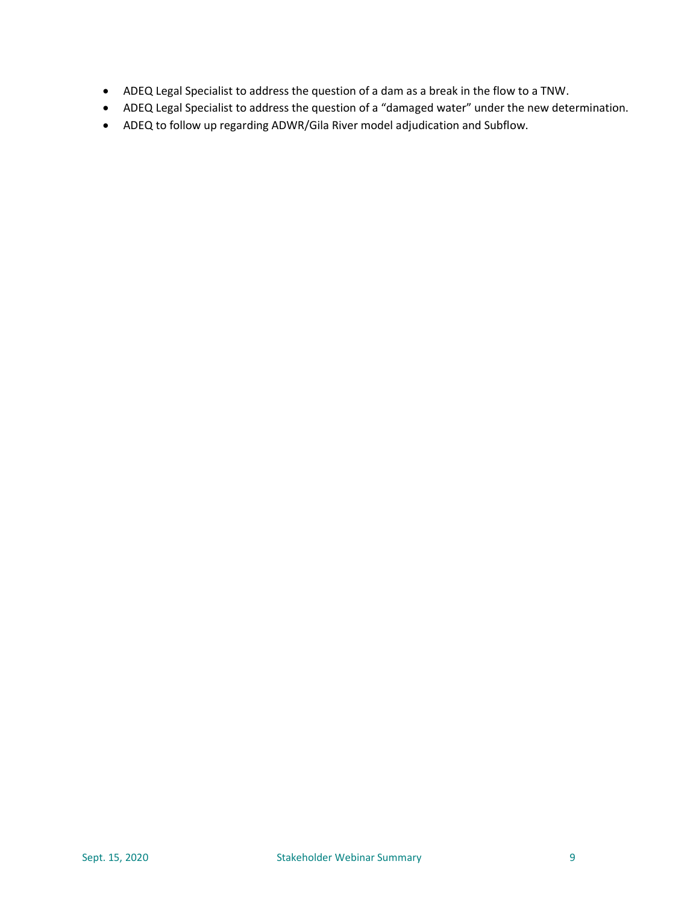- ADEQ Legal Specialist to address the question of a dam as a break in the flow to a TNW.
- ADEQ Legal Specialist to address the question of a “damaged water” under the new determination.
- ADEQ to follow up regarding ADWR/Gila River model adjudication and Subflow.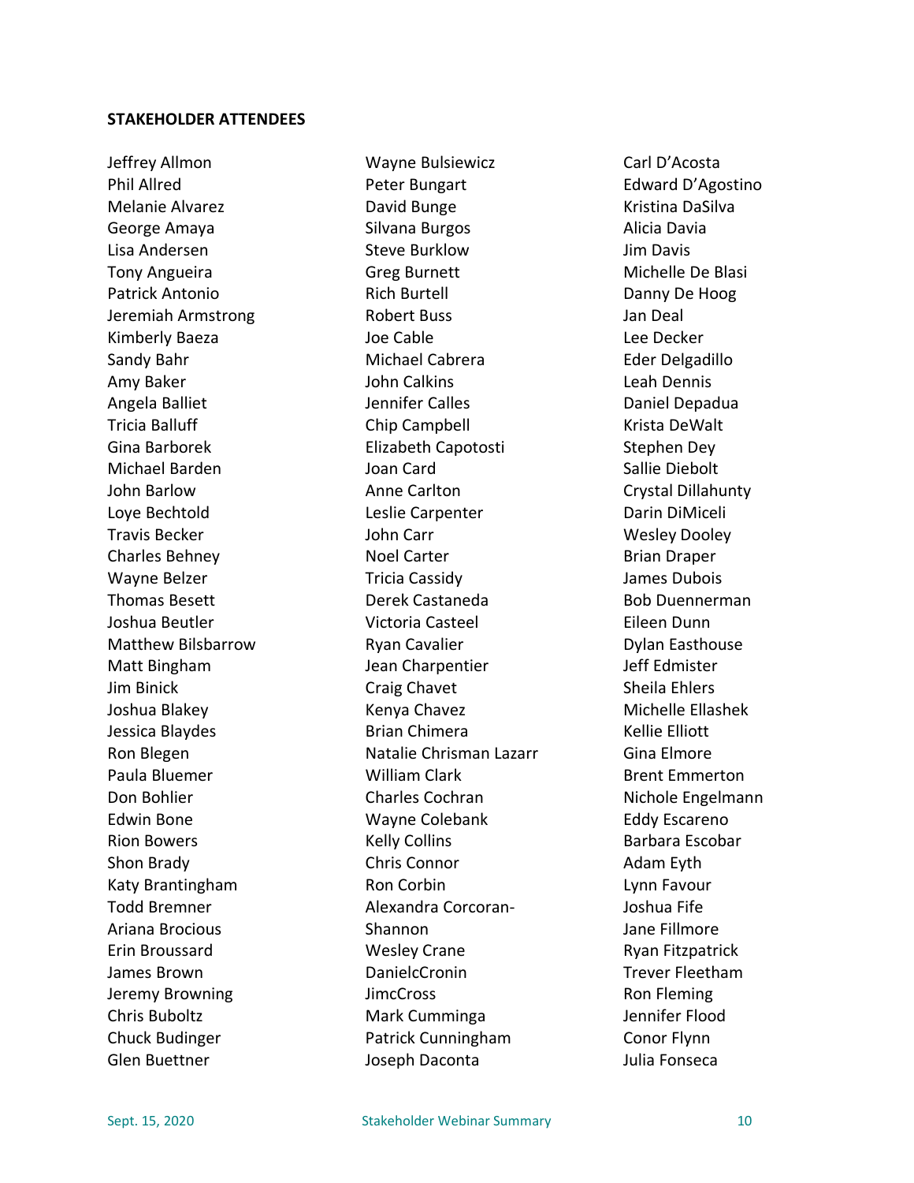**STAKEHOLDER ATTENDEES**

Jeffrey Allmon
Phil Allred
Melanie Alvarez
George Amaya
Lisa Andersen
Tony Angueira
Patrick Antonio
Jeremiah Armstrong
Kimberly Baeza
Sandy Bahr
Amy Baker
Angela Balliet
Tricia Balluff
Gina Barborek
Michael Barden
John Barlow
Loye Bechtold
Travis Becker
Charles Behney
Wayne Belzer
Thomas Besett
Joshua Beutler
Matthew Bilsbarrow
Matt Bingham
Jim Binick
Joshua Blakey
Jessica Blaydes
Ron Blegen
Paula Bluemer
Don Bohlier
Edwin Bone
Rion Bowers
Shon Brady
Katy Brantingham
Todd Bremner
Ariana Brocious
Erin Broussard
James Brown
Jeremy Browning
Chris Buboltz
Chuck Budinger
Glen Buettner
Wayne Bulsiewicz
Peter Bungart
David Bunge
Silvana Burgos
Steve Burklow
Greg Burnett
Rich Burtell
Robert Buss
Joe Cable
Michael Cabrera
John Calkins
Jennifer Calles
Chip Campbell
Elizabeth Capotosti
Joan Card
Anne Carlton
Leslie Carpenter
John Carr
Noel Carter
Tricia Cassidy
Derek Castaneda
Victoria Casteel
Ryan Cavalier
Jean Charpentier
Craig Chavet
Kenya Chavez
Brian Chimera
Natalie Chrisman Lazarr
William Clark
Charles Cochran
Wayne Colebank
Kelly Collins
Chris Connor
Ron Corbin
Alexandra Corcoran-Shannon
Wesley Crane
DanielcCronin
JimcCross
Mark Cumminga
Patrick Cunningham
Joseph Daconta
Carl D'Acosta
Edward D'Agostino
Kristina DaSilva
Alicia Davia
Jim Davis
Michelle De Blasi
Danny De Hoog
Jan Deal
Lee Decker
Eder Delgadillo
Leah Dennis
Daniel Depadua
Krista DeWalt
Stephen Dey
Sallie Diebolt
Crystal Dillahunty
Darin DiMiceli
Wesley Dooley
Brian Draper
James Dubois
Bob Duennerman
Eileen Dunn
Dylan Easthouse
Jeff Edmister
Sheila Ehlers
Michelle Ellashek
Kellie Elliott
Gina Elmore
Brent Emmerton
Nichole Engelmann
Eddy Escareno
Barbara Escobar
Adam Eyth
Lynn Favour
Joshua Fife
Jane Fillmore
Ryan Fitzpatrick
Trever Fleetham
Ron Fleming
Jennifer Flood
Conor Flynn
Julia Fonseca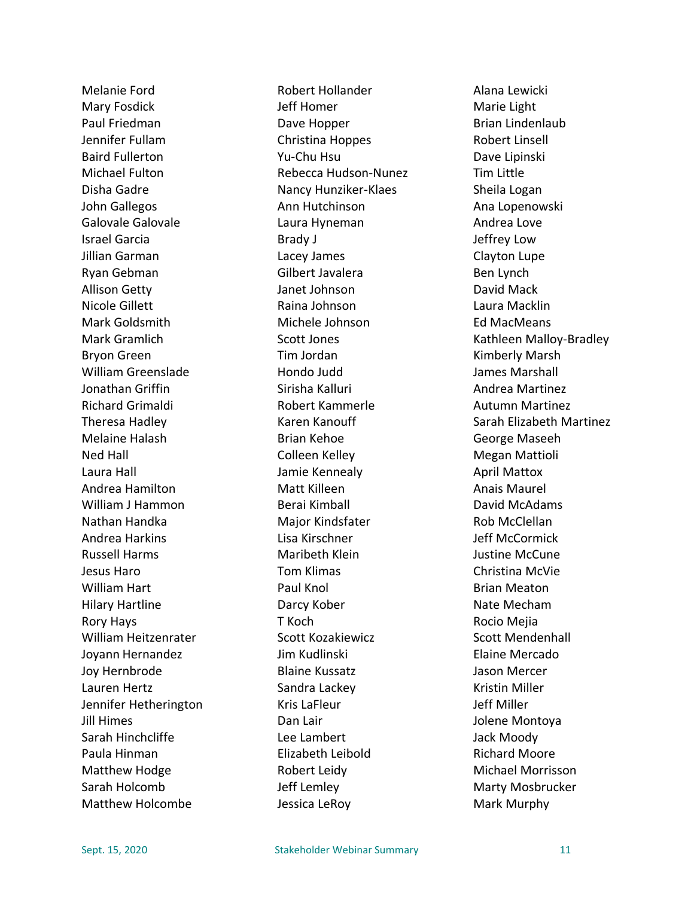Melanie Ford
Mary Fosdick
Paul Friedman
Jennifer Fullam
Baird Fullerton
Michael Fulton
Disha Gadre
John Gallegos
Galovale Galovale
Israel Garcia
Jillian Garman
Ryan Gebman
Allison Getty
Nicole Gillett
Mark Goldsmith
Mark Gramlich
Bryon Green
William Greenslade
Jonathan Griffin
Richard Grimaldi
Theresa Hadley
Melaine Halash
Ned Hall
Laura Hall
Andrea Hamilton
William J Hammon
Nathan Handka
Andrea Harkins
Russell Harms
Jesus Haro
William Hart
Hilary Hartline
Rory Hays
William Heitzenrater
Joyann Hernandez
Joy Hernbrode
Lauren Hertz
Jennifer Hetherington
Jill Himes
Sarah Hinchcliffe
Paula Hinman
Matthew Hodge
Sarah Holcomb
Matthew Holcombe
Robert Hollander
Jeff Homer
Dave Hopper
Christina Hoppes
Yu-Chu Hsu
Rebecca Hudson-Nunez
Nancy Hunziker-Klaes
Ann Hutchinson
Laura Hyneman
Brady J
Lacey James
Gilbert Javalera
Janet Johnson
Raina Johnson
Michele Johnson
Scott Jones
Tim Jordan
Hondo Judd
Sirisha Kalluri
Robert Kammerle
Karen Kanouff
Brian Kehoe
Colleen Kelley
Jamie Kennealy
Matt Killeen
Berai Kimball
Major Kindsfater
Lisa Kirschner
Maribeth Klein
Tom Klimas
Paul Knol
Darcy Kober
T Koch
Scott Kozakiewicz
Jim Kudlinski
Blaine Kussatz
Sandra Lackey
Kris LaFleur
Dan Lair
Lee Lambert
Elizabeth Leibold
Robert Leidy
Jeff Lemley
Jessica LeRoy
Alana Lewicki
Marie Light
Brian Lindenlaub
Robert Linsell
Dave Lipinski
Tim Little
Sheila Logan
Ana Lopenowski
Andrea Love
Jeffrey Low
Clayton Lupe
Ben Lynch
David Mack
Laura Macklin
Ed MacMeans
Kathleen Malloy-Bradley
Kimberly Marsh
James Marshall
Andrea Martinez
Autumn Martinez
Sarah Elizabeth Martinez
George Maseeh
Megan Mattioli
April Mattox
Anais Maurel
David McAdams
Rob McClellan
Jeff McCormick
Justine McCune
Christina McVie
Brian Meaton
Nate Mecham
Rocio Mejia
Scott Mendenhall
Elaine Mercado
Jason Mercer
Kristin Miller
Jeff Miller
Jolene Montoya
Jack Moody
Richard Moore
Michael Morrisson
Marty Mosbrucker
Mark Murphy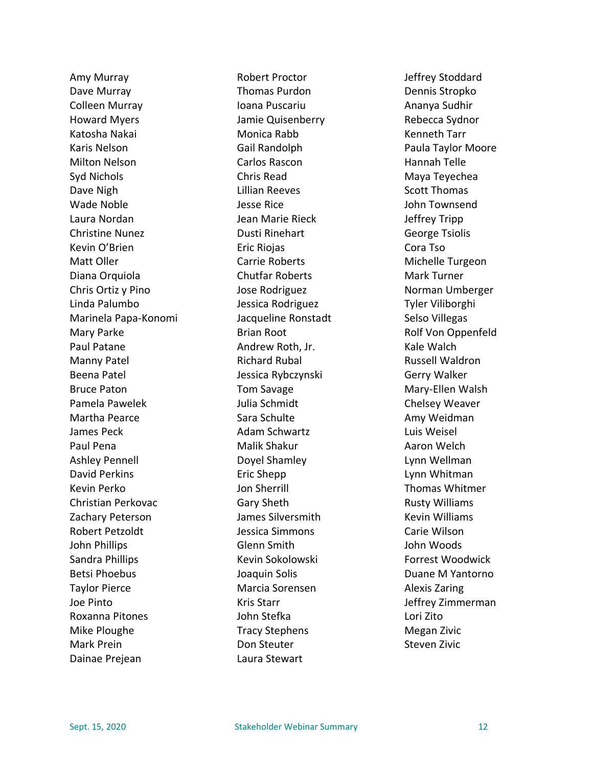Amy Murray
Dave Murray
Colleen Murray
Howard Myers
Katosha Nakai
Karis Nelson
Milton Nelson
Syd Nichols
Dave Nigh
Wade Noble
Laura Nordan
Christine Nunez
Kevin O'Brien
Matt Oller
Diana Orquiola
Chris Ortiz y Pino
Linda Palumbo
Marinela Papa-Konomi
Mary Parke
Paul Patane
Manny Patel
Beena Patel
Bruce Paton
Pamela Pawelek
Martha Pearce
James Peck
Paul Pena
Ashley Pennell
David Perkins
Kevin Perko
Christian Perkovac
Zachary Peterson
Robert Petzoldt
John Phillips
Sandra Phillips
Betsi Phoebus
Taylor Pierce
Joe Pinto
Roxanna Pitones
Mike Ploughe
Mark Prein
Dainae Prejean
Robert Proctor
Thomas Purdon
Ioana Puscariu
Jamie Quisenberry
Monica Rabb
Gail Randolph
Carlos Rascon
Chris Read
Lillian Reeves
Jesse Rice
Jean Marie Rieck
Dusti Rinehart
Eric Riojas
Carrie Roberts
Chutfar Roberts
Jose Rodriguez
Jessica Rodriguez
Jacqueline Ronstadt
Brian Root
Andrew Roth, Jr.
Richard Rubal
Jessica Rybczynski
Tom Savage
Julia Schmidt
Sara Schulte
Adam Schwartz
Malik Shakur
Doyel Shamley
Eric Shepp
Jon Sherrill
Gary Sheth
James Silversmith
Jessica Simmons
Glenn Smith
Kevin Sokolowski
Joaquin Solis
Marcia Sorensen
Kris Starr
John Stefka
Tracy Stephens
Don Steuter
Laura Stewart
Jeffrey Stoddard
Dennis Stropko
Ananya Sudhir
Rebecca Sydnor
Kenneth Tarr
Paula Taylor Moore
Hannah Telle
Maya Teyechea
Scott Thomas
John Townsend
Jeffrey Tripp
George Tsiolis
Cora Tso
Michelle Turgeon
Mark Turner
Norman Umberger
Tyler Viliborghi
Selso Villegas
Rolf Von Oppenfeld
Kale Walch
Russell Waldron
Gerry Walker
Mary-Ellen Walsh
Chelsey Weaver
Amy Weidman
Luis Weisel
Aaron Welch
Lynn Wellman
Lynn Whitman
Thomas Whitmer
Rusty Williams
Kevin Williams
Carie Wilson
John Woods
Forrest Woodwick
Duane M Yantorno
Alexis Zaring
Jeffrey Zimmerman
Lori Zito
Megan Zivic
Steven Zivic